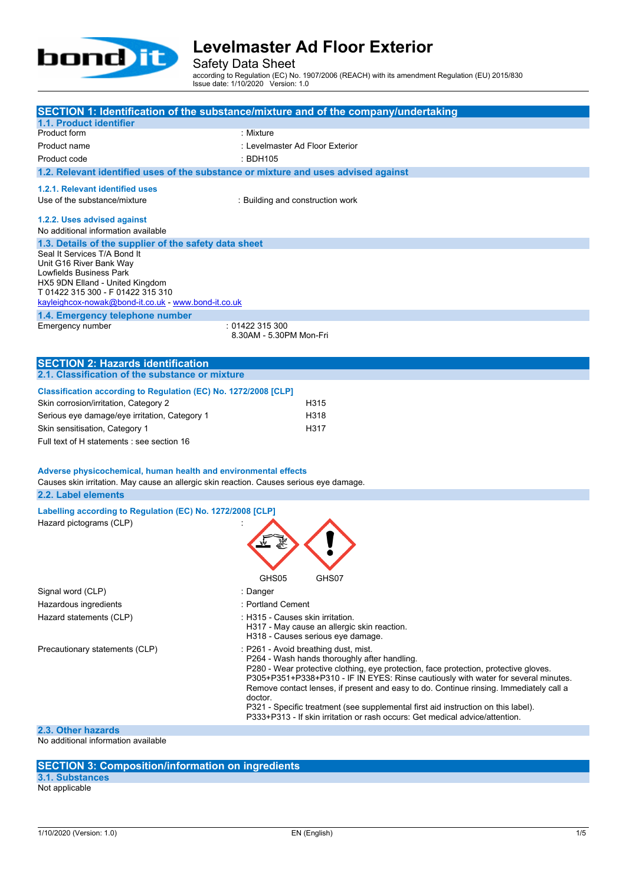# Levelmaster Ad Floor Exterior

Safety Data Sheet

according to Regulation (EC) No. 1907/2006 (REACH) with its amendment Regulation (EU) 2015/830
Issue date: 1/10/2020 Version: 1.0

## SECTION 1: Identification of the substance/mixture and of the company/undertaking

### 1.1. Product identifier

| | |
|---|---|
| Product form | : Mixture |
| Product name | : Levelmaster Ad Floor Exterior |
| Product code | : BDH105 |

### 1.2. Relevant identified uses of the substance or mixture and uses advised against

#### 1.2.1. Relevant identified uses

Use of the substance/mixture : Building and construction work

#### 1.2.2. Uses advised against

No additional information available

### 1.3. Details of the supplier of the safety data sheet

Seal It Services T/A Bond It
Unit G16 River Bank Way
Lowfields Business Park
HX5 9DN Elland - United Kingdom
T 01422 315 300 - F 01422 315 310
kayleighcox-nowak@bond-it.co.uk - www.bond-it.co.uk

### 1.4. Emergency telephone number

Emergency number : 01422 315 300
8.30AM - 5.30PM Mon-Fri

## SECTION 2: Hazards identification

### 2.1. Classification of the substance or mixture

**Classification according to Regulation (EC) No. 1272/2008 [CLP]**

| | |
|---|---|
| Skin corrosion/irritation, Category 2 | H315 |
| Serious eye damage/eye irritation, Category 1 | H318 |
| Skin sensitisation, Category 1 | H317 |

Full text of H statements : see section 16

**Adverse physicochemical, human health and environmental effects**

Causes skin irritation. May cause an allergic skin reaction. Causes serious eye damage.

### 2.2. Label elements

**Labelling according to Regulation (EC) No. 1272/2008 [CLP]**

Hazard pictograms (CLP) :

GHS05 GHS07

Signal word (CLP) : Danger

Hazardous ingredients : Portland Cement

Hazard statements (CLP) :
H315 - Causes skin irritation.
H317 - May cause an allergic skin reaction.
H318 - Causes serious eye damage.

Precautionary statements (CLP) :
P261 - Avoid breathing dust, mist.
P264 - Wash hands thoroughly after handling.
P280 - Wear protective clothing, eye protection, face protection, protective gloves.
P305+P351+P338+P310 - IF IN EYES: Rinse cautiously with water for several minutes. Remove contact lenses, if present and easy to do. Continue rinsing. Immediately call a doctor.
P321 - Specific treatment (see supplemental first aid instruction on this label).
P333+P313 - If skin irritation or rash occurs: Get medical advice/attention.

### 2.3. Other hazards

No additional information available

## SECTION 3: Composition/information on ingredients

### 3.1. Substances

Not applicable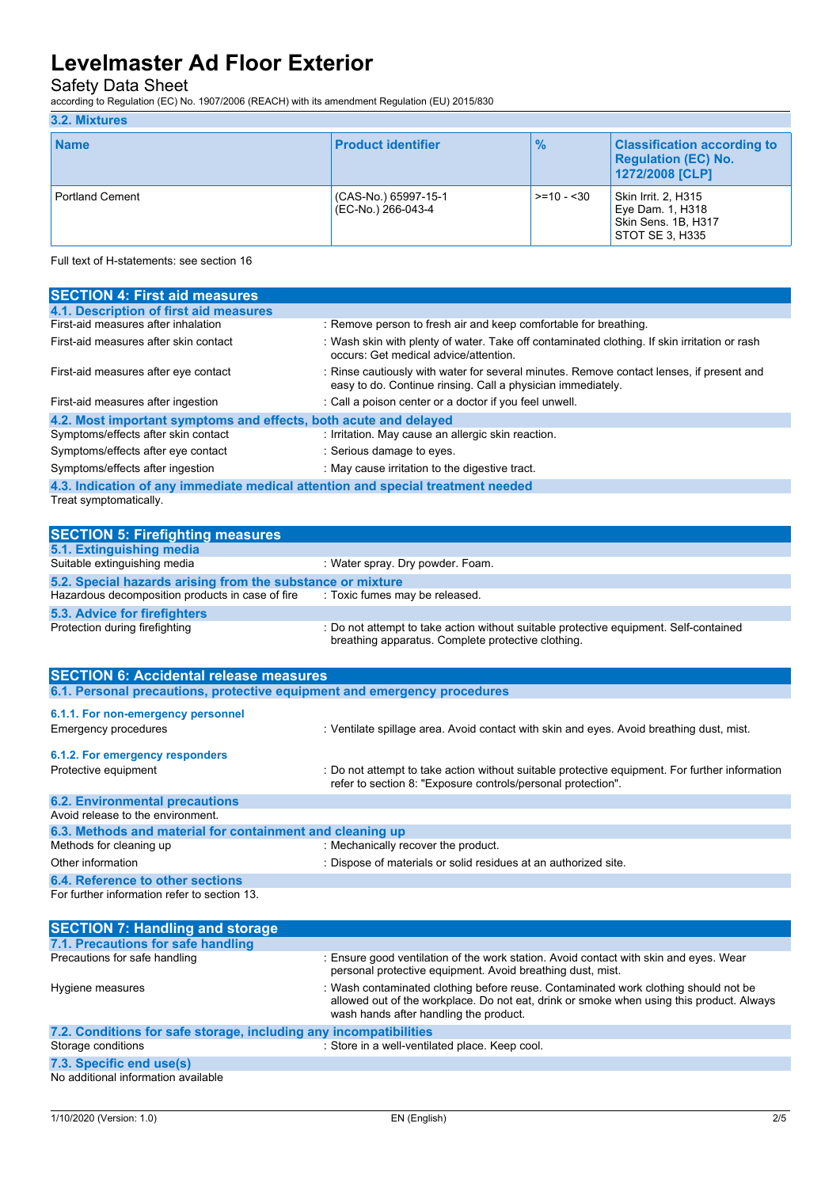### 3.2. Mixtures

| Name | Product identifier | % | Classification according to Regulation (EC) No. 1272/2008 [CLP] |
|---|---|---|---|
| Portland Cement | (CAS-No.) 65997-15-1<br>(EC-No.) 266-043-4 | >=10 - <30 | Skin Irrit. 2, H315<br>Eye Dam. 1, H318<br>Skin Sens. 1B, H317<br>STOT SE 3, H335 |

Full text of H-statements: see section 16

## SECTION 4: First aid measures

### 4.1. Description of first aid measures

First-aid measures after inhalation : Remove person to fresh air and keep comfortable for breathing.

First-aid measures after skin contact : Wash skin with plenty of water. Take off contaminated clothing. If skin irritation or rash occurs: Get medical advice/attention.

First-aid measures after eye contact : Rinse cautiously with water for several minutes. Remove contact lenses, if present and easy to do. Continue rinsing. Call a physician immediately.

First-aid measures after ingestion : Call a poison center or a doctor if you feel unwell.

### 4.2. Most important symptoms and effects, both acute and delayed

Symptoms/effects after skin contact : Irritation. May cause an allergic skin reaction.

Symptoms/effects after eye contact : Serious damage to eyes.

Symptoms/effects after ingestion : May cause irritation to the digestive tract.

### 4.3. Indication of any immediate medical attention and special treatment needed

Treat symptomatically.

## SECTION 5: Firefighting measures

### 5.1. Extinguishing media

Suitable extinguishing media : Water spray. Dry powder. Foam.

### 5.2. Special hazards arising from the substance or mixture

Hazardous decomposition products in case of fire : Toxic fumes may be released.

### 5.3. Advice for firefighters

Protection during firefighting : Do not attempt to take action without suitable protective equipment. Self-contained breathing apparatus. Complete protective clothing.

## SECTION 6: Accidental release measures

### 6.1. Personal precautions, protective equipment and emergency procedures

#### 6.1.1. For non-emergency personnel

Emergency procedures : Ventilate spillage area. Avoid contact with skin and eyes. Avoid breathing dust, mist.

#### 6.1.2. For emergency responders

Protective equipment : Do not attempt to take action without suitable protective equipment. For further information refer to section 8: "Exposure controls/personal protection".

### 6.2. Environmental precautions

Avoid release to the environment.

### 6.3. Methods and material for containment and cleaning up

Methods for cleaning up : Mechanically recover the product.

Other information : Dispose of materials or solid residues at an authorized site.

### 6.4. Reference to other sections

For further information refer to section 13.

## SECTION 7: Handling and storage

### 7.1. Precautions for safe handling

Precautions for safe handling : Ensure good ventilation of the work station. Avoid contact with skin and eyes. Wear personal protective equipment. Avoid breathing dust, mist.

Hygiene measures : Wash contaminated clothing before reuse. Contaminated work clothing should not be allowed out of the workplace. Do not eat, drink or smoke when using this product. Always wash hands after handling the product.

### 7.2. Conditions for safe storage, including any incompatibilities

Storage conditions : Store in a well-ventilated place. Keep cool.

### 7.3. Specific end use(s)

No additional information available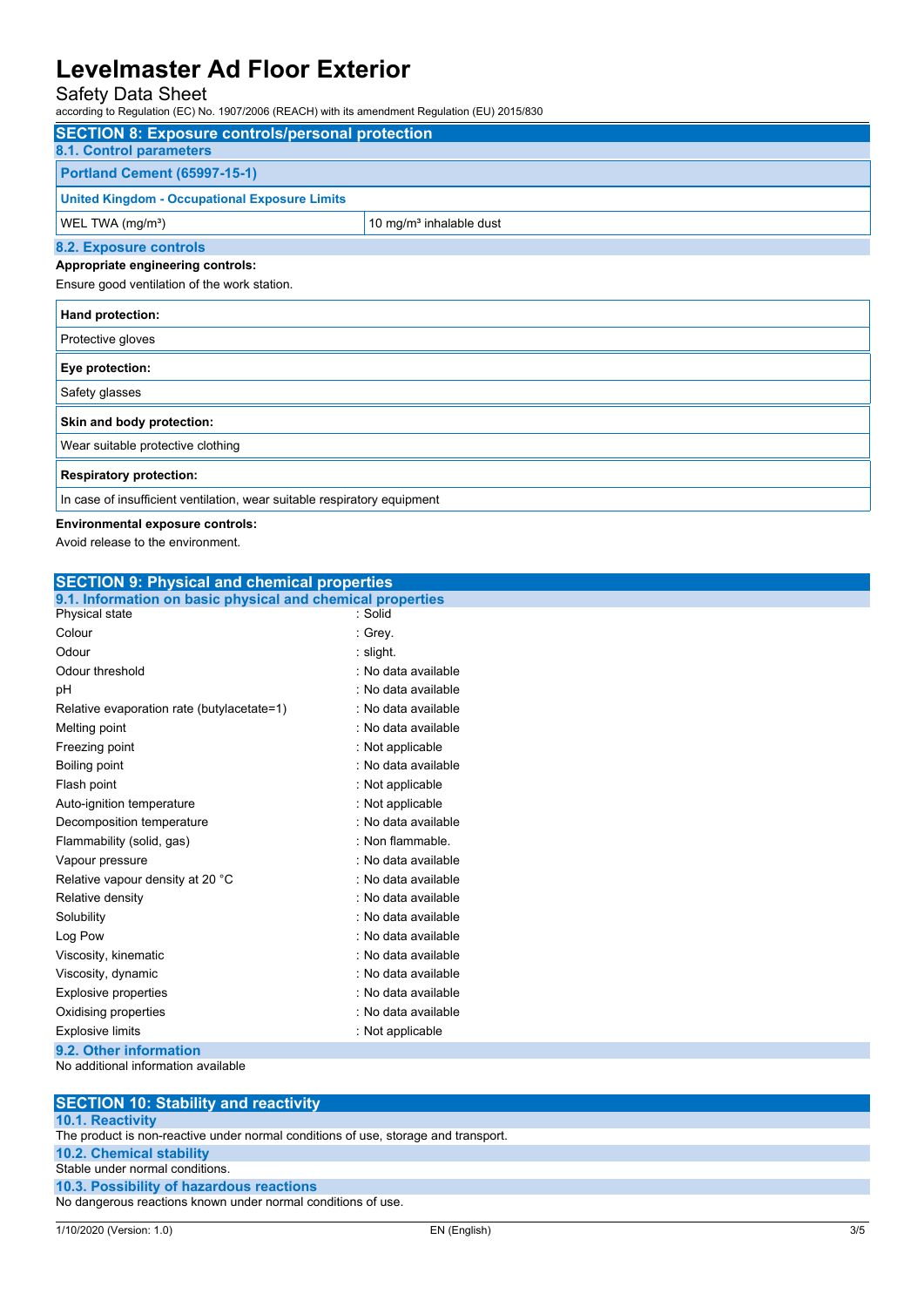## SECTION 8: Exposure controls/personal protection

### 8.1. Control parameters

| Portland Cement (65997-15-1) | |
|---|---|
| **United Kingdom - Occupational Exposure Limits** | |
| WEL TWA (mg/m³) | 10 mg/m³ inhalable dust |

### 8.2. Exposure controls

**Appropriate engineering controls:**

Ensure good ventilation of the work station.

| **Hand protection:** |
|---|
| Protective gloves |

| **Eye protection:** |
|---|
| Safety glasses |

| **Skin and body protection:** |
|---|
| Wear suitable protective clothing |

| **Respiratory protection:** |
|---|
| In case of insufficient ventilation, wear suitable respiratory equipment |

**Environmental exposure controls:**

Avoid release to the environment.

## SECTION 9: Physical and chemical properties

### 9.1. Information on basic physical and chemical properties

| Property | Value |
|---|---|
| Physical state | : Solid |
| Colour | : Grey. |
| Odour | : slight. |
| Odour threshold | : No data available |
| pH | : No data available |
| Relative evaporation rate (butylacetate=1) | : No data available |
| Melting point | : No data available |
| Freezing point | : Not applicable |
| Boiling point | : No data available |
| Flash point | : Not applicable |
| Auto-ignition temperature | : Not applicable |
| Decomposition temperature | : No data available |
| Flammability (solid, gas) | : Non flammable. |
| Vapour pressure | : No data available |
| Relative vapour density at 20 °C | : No data available |
| Relative density | : No data available |
| Solubility | : No data available |
| Log Pow | : No data available |
| Viscosity, kinematic | : No data available |
| Viscosity, dynamic | : No data available |
| Explosive properties | : No data available |
| Oxidising properties | : No data available |
| Explosive limits | : Not applicable |

### 9.2. Other information

No additional information available

## SECTION 10: Stability and reactivity

### 10.1. Reactivity

The product is non-reactive under normal conditions of use, storage and transport.

### 10.2. Chemical stability

Stable under normal conditions.

### 10.3. Possibility of hazardous reactions

No dangerous reactions known under normal conditions of use.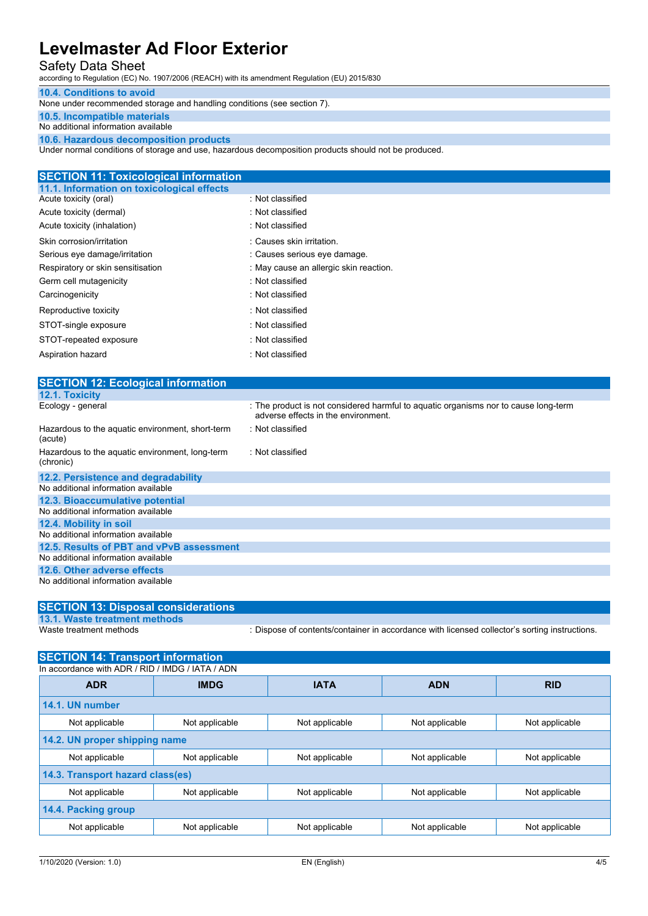#### 10.4. Conditions to avoid

None under recommended storage and handling conditions (see section 7).

#### 10.5. Incompatible materials

No additional information available

#### 10.6. Hazardous decomposition products

Under normal conditions of storage and use, hazardous decomposition products should not be produced.

## SECTION 11: Toxicological information

### 11.1. Information on toxicological effects

| | |
|---|---|
| Acute toxicity (oral) | : Not classified |
| Acute toxicity (dermal) | : Not classified |
| Acute toxicity (inhalation) | : Not classified |
| Skin corrosion/irritation | : Causes skin irritation. |
| Serious eye damage/irritation | : Causes serious eye damage. |
| Respiratory or skin sensitisation | : May cause an allergic skin reaction. |
| Germ cell mutagenicity | : Not classified |
| Carcinogenicity | : Not classified |
| Reproductive toxicity | : Not classified |
| STOT-single exposure | : Not classified |
| STOT-repeated exposure | : Not classified |
| Aspiration hazard | : Not classified |

## SECTION 12: Ecological information

### 12.1. Toxicity

| | |
|---|---|
| Ecology - general | : The product is not considered harmful to aquatic organisms nor to cause long-term adverse effects in the environment. |
| Hazardous to the aquatic environment, short-term (acute) | : Not classified |
| Hazardous to the aquatic environment, long-term (chronic) | : Not classified |

### 12.2. Persistence and degradability

No additional information available

### 12.3. Bioaccumulative potential

No additional information available

### 12.4. Mobility in soil

No additional information available

### 12.5. Results of PBT and vPvB assessment

No additional information available

### 12.6. Other adverse effects

No additional information available

## SECTION 13: Disposal considerations

### 13.1. Waste treatment methods

| | |
|---|---|
| Waste treatment methods | : Dispose of contents/container in accordance with licensed collector's sorting instructions. |

## SECTION 14: Transport information

In accordance with ADR / RID / IMDG / IATA / ADN

| ADR | IMDG | IATA | ADN | RID |
|---|---|---|---|---|
| **14.1. UN number** | | | | |
| Not applicable | Not applicable | Not applicable | Not applicable | Not applicable |
| **14.2. UN proper shipping name** | | | | |
| Not applicable | Not applicable | Not applicable | Not applicable | Not applicable |
| **14.3. Transport hazard class(es)** | | | | |
| Not applicable | Not applicable | Not applicable | Not applicable | Not applicable |
| **14.4. Packing group** | | | | |
| Not applicable | Not applicable | Not applicable | Not applicable | Not applicable |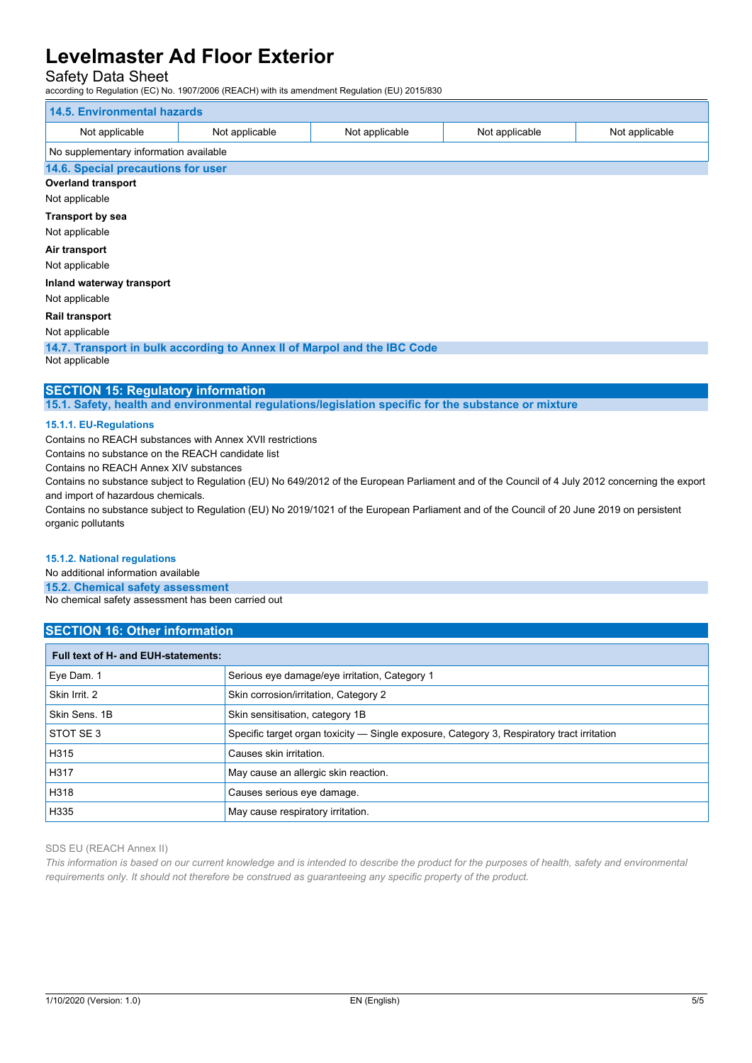### 14.5. Environmental hazards

| | | | | |
|---|---|---|---|---|
| Not applicable | Not applicable | Not applicable | Not applicable | Not applicable |
| No supplementary information available | | | | |

### 14.6. Special precautions for user

**Overland transport**

Not applicable

**Transport by sea**

Not applicable

**Air transport**

Not applicable

**Inland waterway transport**

Not applicable

**Rail transport**

Not applicable

### 14.7. Transport in bulk according to Annex II of Marpol and the IBC Code

Not applicable

## SECTION 15: Regulatory information

### 15.1. Safety, health and environmental regulations/legislation specific for the substance or mixture

#### 15.1.1. EU-Regulations

Contains no REACH substances with Annex XVII restrictions
Contains no substance on the REACH candidate list
Contains no REACH Annex XIV substances
Contains no substance subject to Regulation (EU) No 649/2012 of the European Parliament and of the Council of 4 July 2012 concerning the export and import of hazardous chemicals.
Contains no substance subject to Regulation (EU) No 2019/1021 of the European Parliament and of the Council of 20 June 2019 on persistent organic pollutants

#### 15.1.2. National regulations

No additional information available

### 15.2. Chemical safety assessment

No chemical safety assessment has been carried out

## SECTION 16: Other information

| Full text of H- and EUH-statements: | |
|---|---|
| Eye Dam. 1 | Serious eye damage/eye irritation, Category 1 |
| Skin Irrit. 2 | Skin corrosion/irritation, Category 2 |
| Skin Sens. 1B | Skin sensitisation, category 1B |
| STOT SE 3 | Specific target organ toxicity — Single exposure, Category 3, Respiratory tract irritation |
| H315 | Causes skin irritation. |
| H317 | May cause an allergic skin reaction. |
| H318 | Causes serious eye damage. |
| H335 | May cause respiratory irritation. |

SDS EU (REACH Annex II)

*This information is based on our current knowledge and is intended to describe the product for the purposes of health, safety and environmental requirements only. It should not therefore be construed as guaranteeing any specific property of the product.*